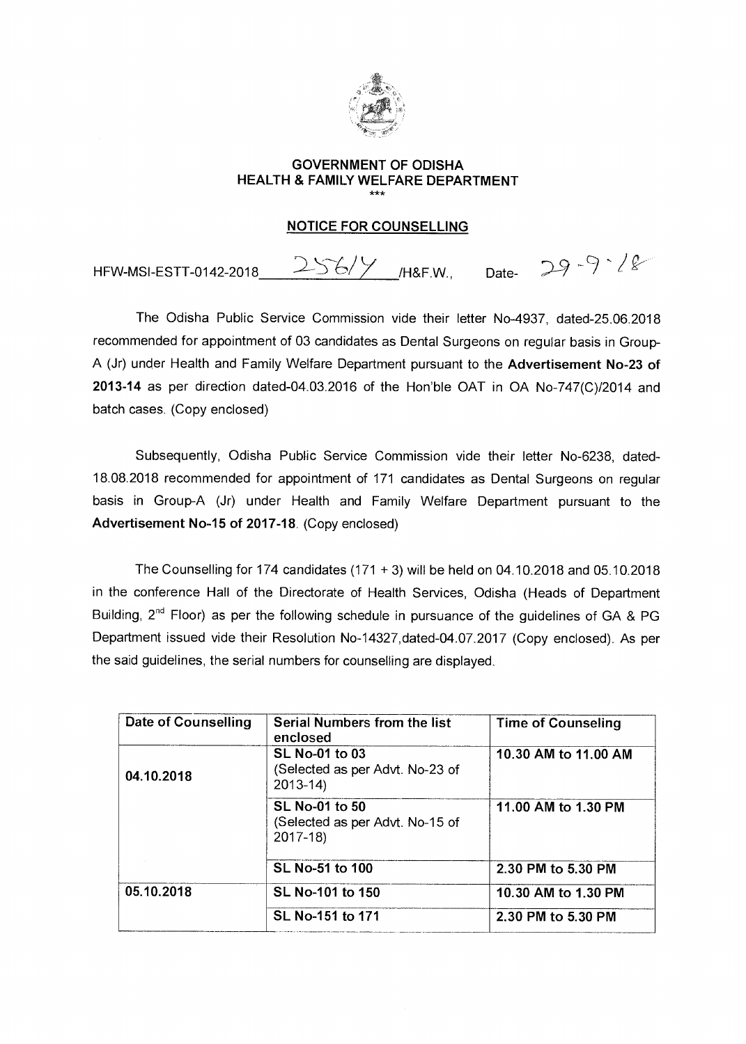**GOVERNMENT OF ODISHA**
**HEALTH & FAMILY WELFARE DEPARTMENT**
***

**NOTICE FOR COUNSELLING**

HFW-MSI-ESTT-0142-2018 25614 /H&F.W., Date- 29-9-18

The Odisha Public Service Commission vide their letter No-4937, dated-25.06.2018 recommended for appointment of 03 candidates as Dental Surgeons on regular basis in Group-A (Jr) under Health and Family Welfare Department pursuant to the **Advertisement No-23 of 2013-14** as per direction dated-04.03.2016 of the Hon'ble OAT in OA No-747(C)/2014 and batch cases. (Copy enclosed)

Subsequently, Odisha Public Service Commission vide their letter No-6238, dated-18.08.2018 recommended for appointment of 171 candidates as Dental Surgeons on regular basis in Group-A (Jr) under Health and Family Welfare Department pursuant to the **Advertisement No-15 of 2017-18**. (Copy enclosed)

The Counselling for 174 candidates (171 + 3) will be held on 04.10.2018 and 05.10.2018 in the conference Hall of the Directorate of Health Services, Odisha (Heads of Department Building, 2nd Floor) as per the following schedule in pursuance of the guidelines of GA & PG Department issued vide their Resolution No-14327,dated-04.07.2017 (Copy enclosed). As per the said guidelines, the serial numbers for counselling are displayed.

| Date of Counselling | Serial Numbers from the list enclosed | Time of Counseling |
|---|---|---|
| 04.10.2018 | **SL No-01 to 03** (Selected as per Advt. No-23 of 2013-14) | 10.30 AM to 11.00 AM |
| | **SL No-01 to 50** (Selected as per Advt. No-15 of 2017-18) | 11.00 AM to 1.30 PM |
| | **SL No-51 to 100** | 2.30 PM to 5.30 PM |
| 05.10.2018 | **SL No-101 to 150** | 10.30 AM to 1.30 PM |
| | **SL No-151 to 171** | 2.30 PM to 5.30 PM |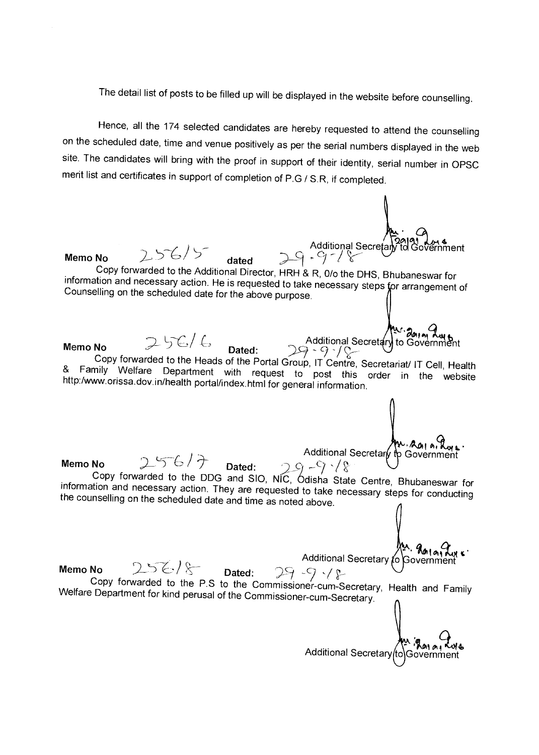The detail list of posts to be filled up will be displayed in the website before counselling.

Hence, all the 174 selected candidates are hereby requested to attend the counselling on the scheduled date, time and venue positively as per the serial numbers displayed in the web site. The candidates will bring with the proof in support of their identity, serial number in OPSC merit list and certificates in support of completion of P.G / S.R, if completed.

Additional Secretary to Government

**Memo No** 25615 **dated** 29-9-18

Copy forwarded to the Additional Director, HRH & R, 0/o the DHS, Bhubaneswar for information and necessary action. He is requested to take necessary steps for arrangement of Counselling on the scheduled date for the above purpose.

Additional Secretary to Government

**Memo No** 25616 **Dated:** 29-9-18

Copy forwarded to the Heads of the Portal Group, IT Centre, Secretariat/ IT Cell, Health & Family Welfare Department with request to post this order in the website http:/www.orissa.dov.in/health portal/index.html for general information.

Additional Secretary to Government

**Memo No** 25617 **Dated:** 29-9-18

Copy forwarded to the DDG and SIO, NIC, Odisha State Centre, Bhubaneswar for information and necessary action. They are requested to take necessary steps for conducting the counselling on the scheduled date and time as noted above.

Additional Secretary to Government

**Memo No** 25618 **Dated:** 29-9-18

Copy forwarded to the P.S to the Commissioner-cum-Secretary, Health and Family Welfare Department for kind perusal of the Commissioner-cum-Secretary.

Additional Secretary to Government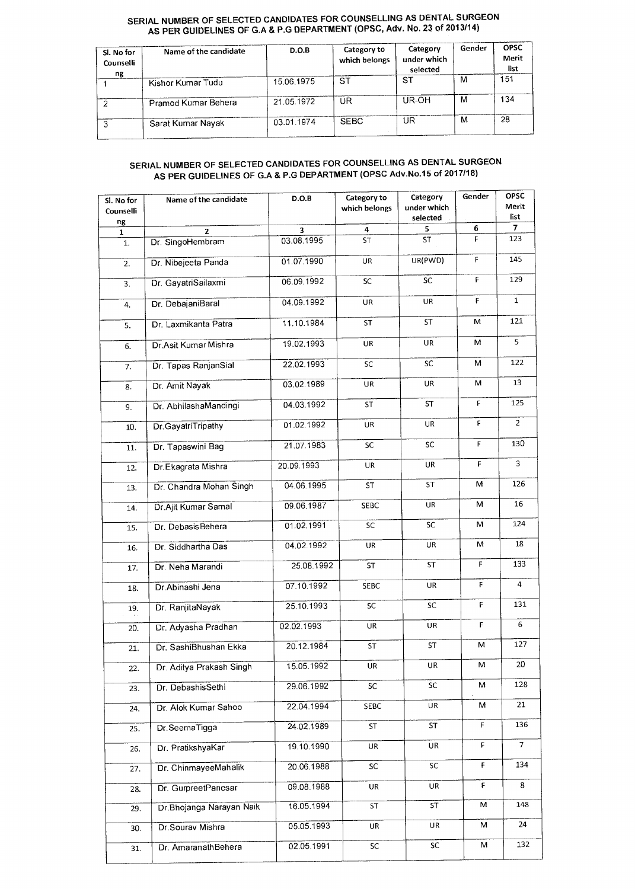## SERIAL NUMBER OF SELECTED CANDIDATES FOR COUNSELLING AS DENTAL SURGEON AS PER GUIDELINES OF G.A & P.G DEPARTMENT (OPSC, Adv. No. 23 of 2013/14)

| Sl. No for Counselling | Name of the candidate | D.O.B | Category to which belongs | Category under which selected | Gender | OPSC Merit list |
|---|---|---|---|---|---|---|
| 1 | Kishor Kumar Tudu | 15.06.1975 | ST | ST | M | 151 |
| 2 | Pramod Kumar Behera | 21.05.1972 | UR | UR-OH | M | 134 |
| 3 | Sarat Kumar Nayak | 03.01.1974 | SEBC | UR | M | 28 |

## SERIAL NUMBER OF SELECTED CANDIDATES FOR COUNSELLING AS DENTAL SURGEON AS PER GUIDELINES OF G.A & P.G DEPARTMENT (OPSC Adv.No.15 of 2017/18)

| Sl. No for Counselling | Name of the candidate | D.O.B | Category to which belongs | Category under which selected | Gender | OPSC Merit list |
|---|---|---|---|---|---|---|
| 1 | 2 | 3 | 4 | 5 | 6 | 7 |
| 1. | Dr. SingoHembram | 03.08.1995 | ST | ST | F | 123 |
| 2. | Dr. Nibejeeta Panda | 01.07.1990 | UR | UR(PWD) | F | 145 |
| 3. | Dr. GayatriSailaxmi | 06.09.1992 | SC | SC | F | 129 |
| 4. | Dr. DebajaniBaral | 04.09.1992 | UR | UR | F | 1 |
| 5. | Dr. Laxmikanta Patra | 11.10.1984 | ST | ST | M | 121 |
| 6. | Dr.Asit Kumar Mishra | 19.02.1993 | UR | UR | M | 5 |
| 7. | Dr. Tapas RanjanSial | 22.02.1993 | SC | SC | M | 122 |
| 8. | Dr. Amit Nayak | 03.02.1989 | UR | UR | M | 13 |
| 9. | Dr. AbhilashaMandingi | 04.03.1992 | ST | ST | F | 125 |
| 10. | Dr.GayatriTripathy | 01.02.1992 | UR | UR | F | 2 |
| 11. | Dr. Tapaswini Bag | 21.07.1983 | SC | SC | F | 130 |
| 12. | Dr.Ekagrata Mishra | 20.09.1993 | UR | UR | F | 3 |
| 13. | Dr. Chandra Mohan Singh | 04.06.1995 | ST | ST | M | 126 |
| 14. | Dr.Ajit Kumar Samal | 09.06.1987 | SEBC | UR | M | 16 |
| 15. | Dr. DebasisBehera | 01.02.1991 | SC | SC | M | 124 |
| 16. | Dr. Siddhartha Das | 04.02.1992 | UR | UR | M | 18 |
| 17. | Dr. Neha Marandi | 25.08.1992 | ST | ST | F | 133 |
| 18. | Dr.Abinashi Jena | 07.10.1992 | SEBC | UR | F | 4 |
| 19. | Dr. RanjitaNayak | 25.10.1993 | SC | SC | F | 131 |
| 20. | Dr. Adyasha Pradhan | 02.02.1993 | UR | UR | F | 6 |
| 21. | Dr. SashiBhushan Ekka | 20.12.1984 | ST | ST | M | 127 |
| 22. | Dr. Aditya Prakash Singh | 15.05.1992 | UR | UR | M | 20 |
| 23. | Dr. DebashisSethi | 29.06.1992 | SC | SC | M | 128 |
| 24. | Dr. Alok Kumar Sahoo | 22.04.1994 | SEBC | UR | M | 21 |
| 25. | Dr.SeemaTigga | 24.02.1989 | ST | ST | F | 136 |
| 26. | Dr. PratikshyaKar | 19.10.1990 | UR | UR | F | 7 |
| 27. | Dr. ChinmayeeMahalik | 20.06.1988 | SC | SC | F | 134 |
| 28. | Dr. GurpreetPanesar | 09.08.1988 | UR | UR | F | 8 |
| 29. | Dr.Bhojanga Narayan Naik | 16.05.1994 | ST | ST | M | 148 |
| 30. | Dr.Sourav Mishra | 05.05.1993 | UR | UR | M | 24 |
| 31. | Dr. AmaranathBehera | 02.05.1991 | SC | SC | M | 132 |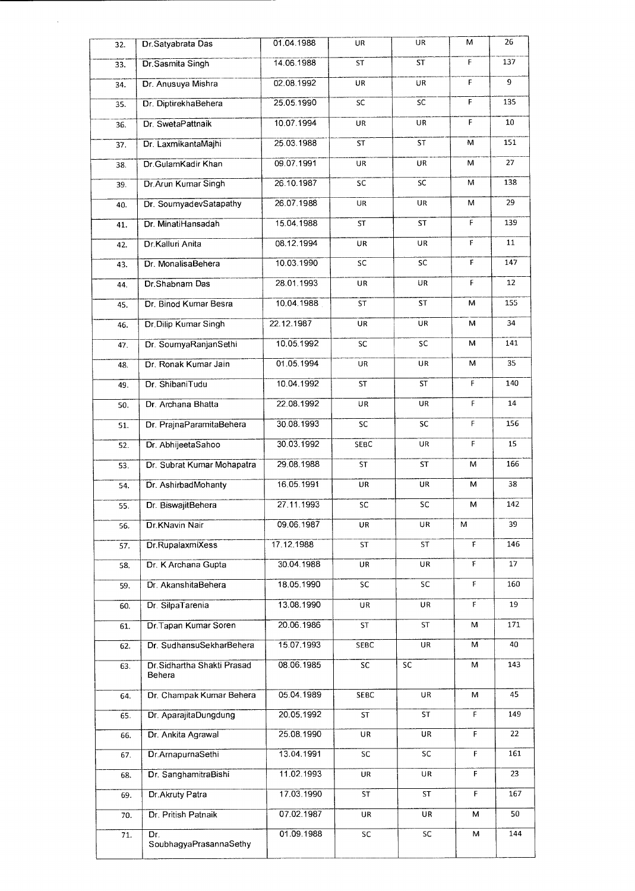| 32. | Dr.Satyabrata Das | 01.04.1988 | UR | UR | M | 26 |
|---|---|---|---|---|---|---|
| 33. | Dr.Sasmita Singh | 14.06.1988 | ST | ST | F | 137 |
| 34. | Dr. Anusuya Mishra | 02.08.1992 | UR | UR | F | 9 |
| 35. | Dr. DiptirekhaBehera | 25.05.1990 | SC | SC | F | 135 |
| 36. | Dr. SwetaPattnaik | 10.07.1994 | UR | UR | F | 10 |
| 37. | Dr. LaxmikantaMajhi | 25.03.1988 | ST | ST | M | 151 |
| 38. | Dr.GulamKadir Khan | 09.07.1991 | UR | UR | M | 27 |
| 39. | Dr.Arun Kumar Singh | 26.10.1987 | SC | SC | M | 138 |
| 40. | Dr. SoumyadevSatapathy | 26.07.1988 | UR | UR | M | 29 |
| 41. | Dr. MinatiHansadah | 15.04.1988 | ST | ST | F | 139 |
| 42. | Dr.Kalluri Anita | 08.12.1994 | UR | UR | F | 11 |
| 43. | Dr. MonalisaBehera | 10.03.1990 | SC | SC | F | 147 |
| 44. | Dr.Shabnam Das | 28.01.1993 | UR | UR | F | 12 |
| 45. | Dr. Binod Kumar Besra | 10.04.1988 | ST | ST | M | 155 |
| 46. | Dr.Dilip Kumar Singh | 22.12.1987 | UR | UR | M | 34 |
| 47. | Dr. SoumyaRanjanSethi | 10.05.1992 | SC | SC | M | 141 |
| 48. | Dr. Ronak Kumar Jain | 01.05.1994 | UR | UR | M | 35 |
| 49. | Dr. ShibaniTudu | 10.04.1992 | ST | ST | F | 140 |
| 50. | Dr. Archana Bhatta | 22.08.1992 | UR | UR | F | 14 |
| 51. | Dr. PrajnaParamitaBehera | 30.08.1993 | SC | SC | F | 156 |
| 52. | Dr. AbhijeetaSahoo | 30.03.1992 | SEBC | UR | F | 15 |
| 53. | Dr. Subrat Kumar Mohapatra | 29.08.1988 | ST | ST | M | 166 |
| 54. | Dr. AshirbadMohanty | 16.05.1991 | UR | UR | M | 38 |
| 55. | Dr. BiswajitBehera | 27.11.1993 | SC | SC | M | 142 |
| 56. | Dr.KNavin Nair | 09.06.1987 | UR | UR | M | 39 |
| 57. | Dr.RupalaxmiXess | 17.12.1988 | ST | ST | F | 146 |
| 58. | Dr. K Archana Gupta | 30.04.1988 | UR | UR | F | 17 |
| 59. | Dr. AkanshitaBehera | 18.05.1990 | SC | SC | F | 160 |
| 60. | Dr. SilpaTarenia | 13.08.1990 | UR | UR | F | 19 |
| 61. | Dr.Tapan Kumar Soren | 20.06.1986 | ST | ST | M | 171 |
| 62. | Dr. SudhansuSekharBehera | 15.07.1993 | SEBC | UR | M | 40 |
| 63. | Dr.Sidhartha Shakti Prasad Behera | 08.06.1985 | SC | SC | M | 143 |
| 64. | Dr. Champak Kumar Behera | 05.04.1989 | SEBC | UR | M | 45 |
| 65. | Dr. AparajitaDungdung | 20.05.1992 | ST | ST | F | 149 |
| 66. | Dr. Ankita Agrawal | 25.08.1990 | UR | UR | F | 22 |
| 67. | Dr.ArnapurnaSethi | 13.04.1991 | SC | SC | F | 161 |
| 68. | Dr. SanghamitraBishi | 11.02.1993 | UR | UR | F | 23 |
| 69. | Dr.Akruty Patra | 17.03.1990 | ST | ST | F | 167 |
| 70. | Dr. Pritish Patnaik | 07.02.1987 | UR | UR | M | 50 |
| 71. | Dr. SoubhagyaPrasannaSethy | 01.09.1988 | SC | SC | M | 144 |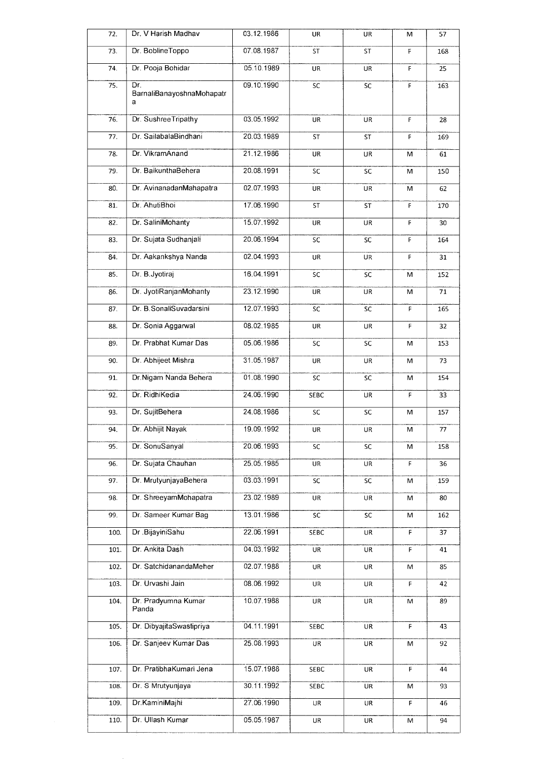| 72. | Dr. V Harish Madhav | 03.12.1986 | UR | UR | M | 57 |
|---|---|---|---|---|---|---|
| 73. | Dr. BoblineToppo | 07.08.1987 | ST | ST | F | 168 |
| 74. | Dr. Pooja Bohidar | 05.10.1989 | UR | UR | F | 25 |
| 75. | Dr. BarnaliBanayoshnaMohapatra | 09.10.1990 | SC | SC | F | 163 |
| 76. | Dr. SushreeTripathy | 03.05.1992 | UR | UR | F | 28 |
| 77. | Dr. SailabalaBindhani | 20.03.1989 | ST | ST | F | 169 |
| 78. | Dr. VikramAnand | 21.12.1986 | UR | UR | M | 61 |
| 79. | Dr. BaikunthaBehera | 20.08.1991 | SC | SC | M | 150 |
| 80. | Dr. AvinanadanMahapatra | 02.07.1993 | UR | UR | M | 62 |
| 81. | Dr. AhutiBhoi | 17.06.1990 | ST | ST | F | 170 |
| 82. | Dr. SaliniMohanty | 15.07.1992 | UR | UR | F | 30 |
| 83. | Dr. Sujata Sudhanjali | 20.06.1994 | SC | SC | F | 164 |
| 84. | Dr. Aakankshya Nanda | 02.04.1993 | UR | UR | F | 31 |
| 85. | Dr. B.Jyotiraj | 16.04.1991 | SC | SC | M | 152 |
| 86. | Dr. JyotiRanjanMohanty | 23.12.1990 | UR | UR | M | 71 |
| 87. | Dr. B.SonaliSuvadarsini | 12.07.1993 | SC | SC | F | 165 |
| 88. | Dr. Sonia Aggarwal | 08.02.1985 | UR | UR | F | 32 |
| 89. | Dr. Prabhat Kumar Das | 05.06.1986 | SC | SC | M | 153 |
| 90. | Dr. Abhijeet Mishra | 31.05.1987 | UR | UR | M | 73 |
| 91. | Dr.Nigam Nanda Behera | 01.08.1990 | SC | SC | M | 154 |
| 92. | Dr. RidhiKedia | 24.06.1990 | SEBC | UR | F | 33 |
| 93. | Dr. SujitBehera | 24.08.1986 | SC | SC | M | 157 |
| 94. | Dr. Abhijit Nayak | 19.09.1992 | UR | UR | M | 77 |
| 95. | Dr. SonuSanyal | 20.06.1993 | SC | SC | M | 158 |
| 96. | Dr. Sujata Chauhan | 25.05.1985 | UR | UR | F | 36 |
| 97. | Dr. MrutyunjayaBehera | 03.03.1991 | SC | SC | M | 159 |
| 98. | Dr. ShreeyamMohapatra | 23.02.1989 | UR | UR | M | 80 |
| 99. | Dr. Sameer Kumar Bag | 13.01.1986 | SC | SC | M | 162 |
| 100. | Dr .BijayiniSahu | 22.06.1991 | SEBC | UR | F | 37 |
| 101. | Dr. Ankita Dash | 04.03.1992 | UR | UR | F | 41 |
| 102. | Dr. SatchidanandaMeher | 02.07.1988 | UR | UR | M | 85 |
| 103. | Dr. Urvashi Jain | 08.06.1992 | UR | UR | F | 42 |
| 104. | Dr. Pradyumna Kumar Panda | 10.07.1988 | UR | UR | M | 89 |
| 105. | Dr. DibyajitaSwastipriya | 04.11.1991 | SEBC | UR | F | 43 |
| 106. | Dr. Sanjeev Kumar Das | 25.08.1993 | UR | UR | M | 92 |
| 107. | Dr. PratibhaKumari Jena | 15.07.1988 | SEBC | UR | F | 44 |
| 108. | Dr. S Mrutyunjaya | 30.11.1992 | SEBC | UR | M | 93 |
| 109. | Dr.KaminiMajhi | 27.06.1990 | UR | UR | F | 46 |
| 110. | Dr. Ullash Kumar | 05.05.1987 | UR | UR | M | 94 |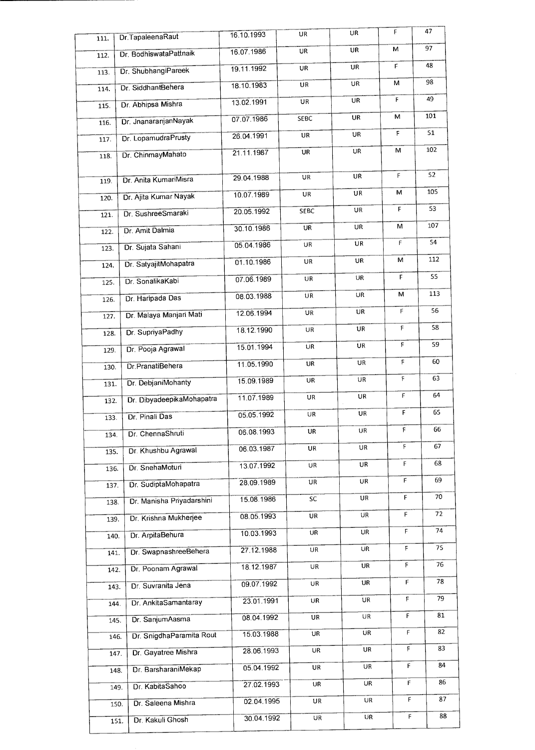| | | | | | | |
|---|---|---|---|---|---|---|
| 111. | Dr.TapaleenaRaut | 16.10.1993 | UR | UR | F | 47 |
| 112. | Dr. BodhiswataPattnaik | 16.07.1986 | UR | UR | M | 97 |
| 113. | Dr. ShubhangiPareek | 19.11.1992 | UR | UR | F | 48 |
| 114. | Dr. SiddhantBehera | 18.10.1983 | UR | UR | M | 98 |
| 115. | Dr. Abhipsa Mishra | 13.02.1991 | UR | UR | F | 49 |
| 116. | Dr. JnanaranjanNayak | 07.07.1986 | SEBC | UR | M | 101 |
| 117. | Dr. LopamudraPrusty | 26.04.1991 | UR | UR | F | 51 |
| 118. | Dr. ChinmayMahato | 21.11.1987 | UR | UR | M | 102 |
| 119. | Dr. Anita KumariMisra | 29.04.1988 | UR | UR | F | 52 |
| 120. | Dr. Ajita Kumar Nayak | 10.07.1989 | UR | UR | M | 105 |
| 121. | Dr. SushreeSmaraki | 20.05.1992 | SEBC | UR | F | 53 |
| 122. | Dr. Amit Dalmia | 30.10.1986 | UR | UR | M | 107 |
| 123. | Dr. Sujata Sahani | 05.04.1986 | UR | UR | F | 54 |
| 124. | Dr. SatyajitMohapatra | 01.10.1986 | UR | UR | M | 112 |
| 125. | Dr. SonalikaKabi | 07.06.1989 | UR | UR | F | 55 |
| 126. | Dr. Haripada Das | 08.03.1988 | UR | UR | M | 113 |
| 127. | Dr. Malaya Manjari Mati | 12.06.1994 | UR | UR | F | 56 |
| 128. | Dr. SupriyaPadhy | 18.12.1990 | UR | UR | F | 58 |
| 129. | Dr. Pooja Agrawal | 15.01.1994 | UR | UR | F | 59 |
| 130. | Dr.PranatiBehera | 11.05.1990 | UR | UR | F | 60 |
| 131. | Dr. DebjaniMohanty | 15.09.1989 | UR | UR | F | 63 |
| 132. | Dr. DibyadeepikaMohapatra | 11.07.1989 | UR | UR | F | 64 |
| 133. | Dr. Pinali Das | 05.05.1992 | UR | UR | F | 65 |
| 134. | Dr. ChennaShruti | 06.08.1993 | UR | UR | F | 66 |
| 135. | Dr. Khushbu Agrawal | 06.03.1987 | UR | UR | F | 67 |
| 136. | Dr. SnehaMoturi | 13.07.1992 | UR | UR | F | 68 |
| 137. | Dr. SudiptaMohapatra | 28.09.1989 | UR | UR | F | 69 |
| 138. | Dr. Manisha Priyadarshini | 15.08.1986 | SC | UR | F | 70 |
| 139. | Dr. Krishna Mukherjee | 08.05.1993 | UR | UR | F | 72 |
| 140. | Dr. ArpitaBehura | 10.03.1993 | UR | UR | F | 74 |
| 141. | Dr. SwapnashreeBehera | 27.12.1988 | UR | UR | F | 75 |
| 142. | Dr. Poonam Agrawal | 18.12.1987 | UR | UR | F | 76 |
| 143. | Dr. Suvranita Jena | 09.07.1992 | UR | UR | F | 78 |
| 144. | Dr. AnkitaSamantaray | 23.01.1991 | UR | UR | F | 79 |
| 145. | Dr. SanjumAasma | 08.04.1992 | UR | UR | F | 81 |
| 146. | Dr. SnigdhaParamita Rout | 15.03.1988 | UR | UR | F | 82 |
| 147. | Dr. Gayatree Mishra | 28.06.1993 | UR | UR | F | 83 |
| 148. | Dr. BarsharaniMekap | 05.04.1992 | UR | UR | F | 84 |
| 149. | Dr. KabitaSahoo | 27.02.1993 | UR | UR | F | 86 |
| 150. | Dr. Saleena Mishra | 02.04.1995 | UR | UR | F | 87 |
| 151. | Dr. Kakuli Ghosh | 30.04.1992 | UR | UR | F | 88 |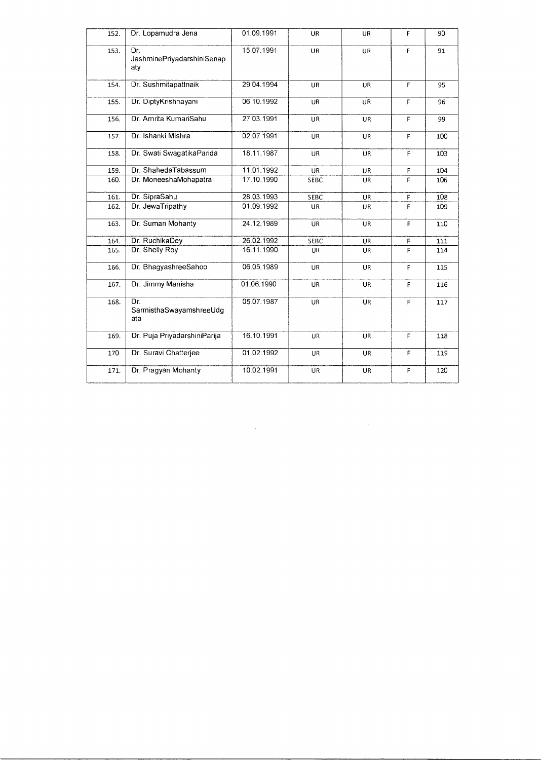| 152. | Dr. Lopamudra Jena | 01.09.1991 | UR | UR | F | 90 |
|---|---|---|---|---|---|---|
| 153. | Dr. JashminePriyadarshiniSenapaty | 15.07.1991 | UR | UR | F | 91 |
| 154. | Dr. Sushmitapattnaik | 29.04.1994 | UR | UR | F | 95 |
| 155. | Dr. DiptyKrishnayani | 06.10.1992 | UR | UR | F | 96 |
| 156. | Dr. Amrita KumariSahu | 27.03.1991 | UR | UR | F | 99 |
| 157. | Dr. Ishanki Mishra | 02.07.1991 | UR | UR | F | 100 |
| 158. | Dr. Swati SwagatikaParida | 18.11.1987 | UR | UR | F | 103 |
| 159. | Dr. ShahedaTabassum | 11.01.1992 | UR | UR | F | 104 |
| 160. | Dr. MoneeshaMohapatra | 17.10.1990 | SEBC | UR | F | 106 |
| 161. | Dr. SipraSahu | 28.03.1993 | SEBC | UR | F | 108 |
| 162. | Dr. JewaTripathy | 01.09.1992 | UR | UR | F | 109 |
| 163. | Dr. Suman Mohanty | 24.12.1989 | UR | UR | F | 110 |
| 164. | Dr. RuchikaDey | 26.02.1992 | SEBC | UR | F | 111 |
| 165. | Dr. Shelly Roy | 16.11.1990 | UR | UR | F | 114 |
| 166. | Dr. BhagyashreeSahoo | 06.05.1989 | UR | UR | F | 115 |
| 167. | Dr. Jimmy Manisha | 01.06.1990 | UR | UR | F | 116 |
| 168. | Dr. SarmisthaSwayamshreeUdgata | 05.07.1987 | UR | UR | F | 117 |
| 169. | Dr. Puja PriyadarshiniParija | 16.10.1991 | UR | UR | F | 118 |
| 170. | Dr. Suravi Chatterjee | 01.02.1992 | UR | UR | F | 119 |
| 171. | Dr. Pragyan Mohanty | 10.02.1991 | UR | UR | F | 120 |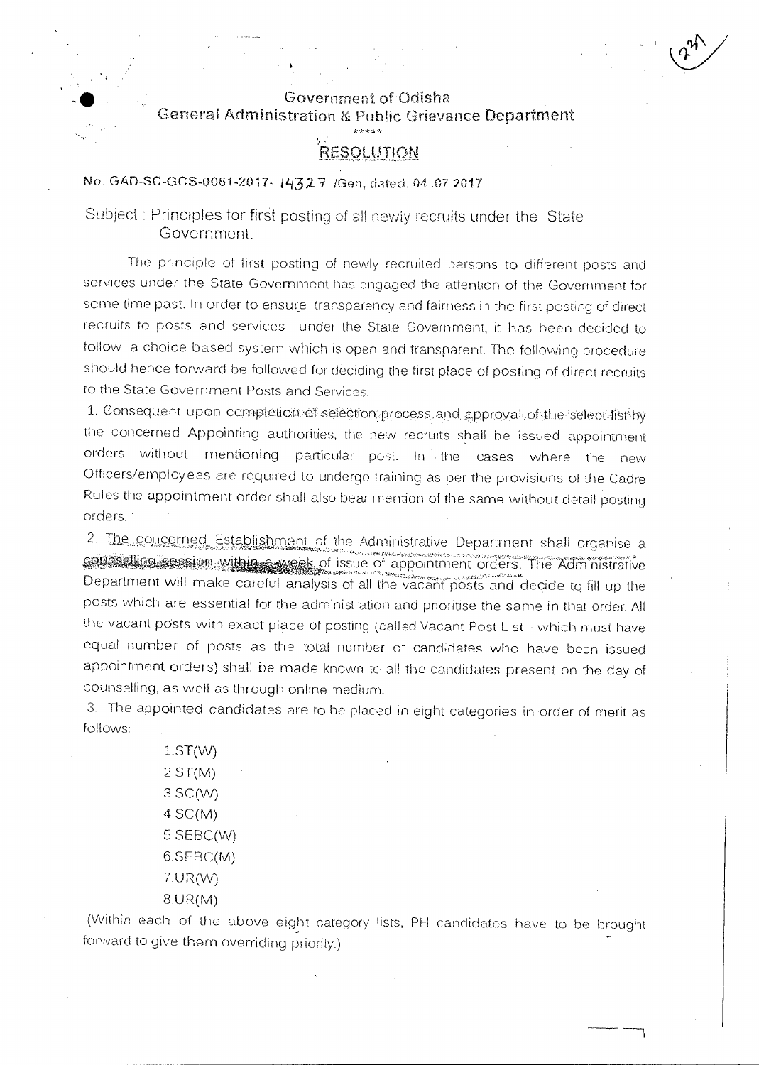Government of Odisha
General Administration & Public Grievance Department

\*\*\*\*\*

## RESOLUTION

No. GAD-SC-GCS-0061-2017- 14327 /Gen, dated. 04.07.2017

Subject : Principles for first posting of all newly recruits under the State Government.

The principle of first posting of newly recruited persons to different posts and services under the State Government has engaged the attention of the Government for some time past. In order to ensure transparency and fairness in the first posting of direct recruits to posts and services under the State Government, it has been decided to follow a choice based system which is open and transparent. The following procedure should hence forward be followed for deciding the first place of posting of direct recruits to the State Government Posts and Services.

1. Consequent upon completion of selection process and approval of the select list by the concerned Appointing authorities, the new recruits shall be issued appointment orders without mentioning particular post. In the cases where the new Officers/employees are required to undergo training as per the provisions of the Cadre Rules the appointment order shall also bear mention of the same without detail posting orders.

2. The concerned Establishment of the Administrative Department shall organise a counselling session within a week of issue of appointment orders. The Administrative Department will make careful analysis of all the vacant posts and decide to fill up the posts which are essential for the administration and prioritise the same in that order. All the vacant posts with exact place of posting (called Vacant Post List - which must have equal number of posts as the total number of candidates who have been issued appointment orders) shall be made known to all the candidates present on the day of counselling, as well as through online medium.

3. The appointed candidates are to be placed in eight categories in order of merit as follows:

1.ST(W)
2.ST(M)
3.SC(W)
4.SC(M)
5.SEBC(W)
6.SEBC(M)
7.UR(W)
8.UR(M)

(Within each of the above eight category lists, PH candidates have to be brought forward to give them overriding priority.)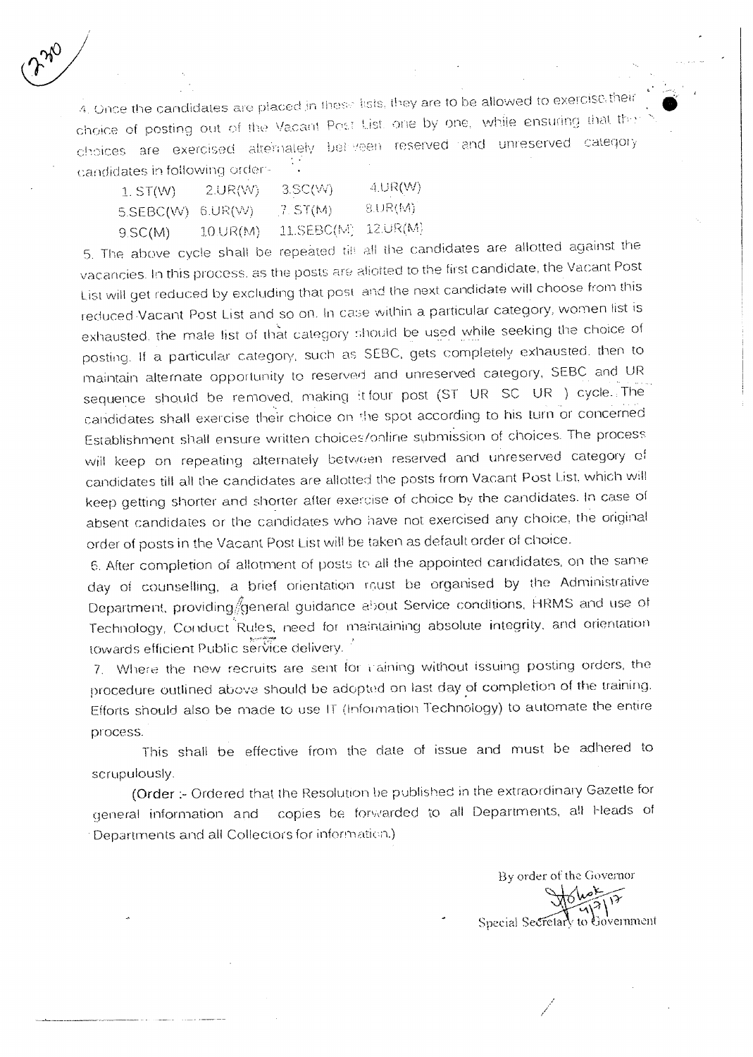4. Once the candidates are placed in these lists, they are to be allowed to exercise their choice of posting out of the Vacant Post List one by one, while ensuring that the choices are exercised alternately between reserved and unreserved category candidates in following order-

| | | | |
|---|---|---|---|
| 1. ST(W) | 2.UR(W) | 3.SC(W) | 4.UR(W) |
| 5.SEBC(W) | 6.UR(W) | 7. ST(M) | 8.UR(M) |
| 9.SC(M) | 10.UR(M) | 11.SEBC(M) | 12.UR(M) |

5. The above cycle shall be repeated till all the candidates are allotted against the vacancies. In this process, as the posts are allotted to the first candidate, the Vacant Post List will get reduced by excluding that post and the next candidate will choose from this reduced Vacant Post List and so on. In case within a particular category, women list is exhausted, the male list of that category should be used while seeking the choice of posting. If a particular category, such as SEBC, gets completely exhausted, then to maintain alternate opportunity to reserved and unreserved category, SEBC and UR sequence should be removed, making it four post (ST UR SC UR ) cycle. The candidates shall exercise their choice on the spot according to his turn or concerned Establishment shall ensure written choices/online submission of choices. The process will keep on repeating alternately between reserved and unreserved category of candidates till all the candidates are allotted the posts from Vacant Post List, which will keep getting shorter and shorter after exercise of choice by the candidates. In case of absent candidates or the candidates who have not exercised any choice, the original order of posts in the Vacant Post List will be taken as default order of choice.

6. After completion of allotment of posts to all the appointed candidates, on the same day of counselling, a brief orientation must be organised by the Administrative Department, providing general guidance about Service conditions, HRMS and use of Technology, Conduct Rules, need for maintaining absolute integrity, and orientation towards efficient Public service delivery.

7. Where the new recruits are sent for training without issuing posting orders, the procedure outlined above should be adopted on last day of completion of the training. Efforts should also be made to use IT (Information Technology) to automate the entire process.

This shall be effective from the date of issue and must be adhered to scrupulously.

(**Order** :- Ordered that the Resolution be published in the extraordinary Gazette for general information and copies be forwarded to all Departments, all Heads of Departments and all Collectors for information.)

By order of the Governor

Special Secretary to Government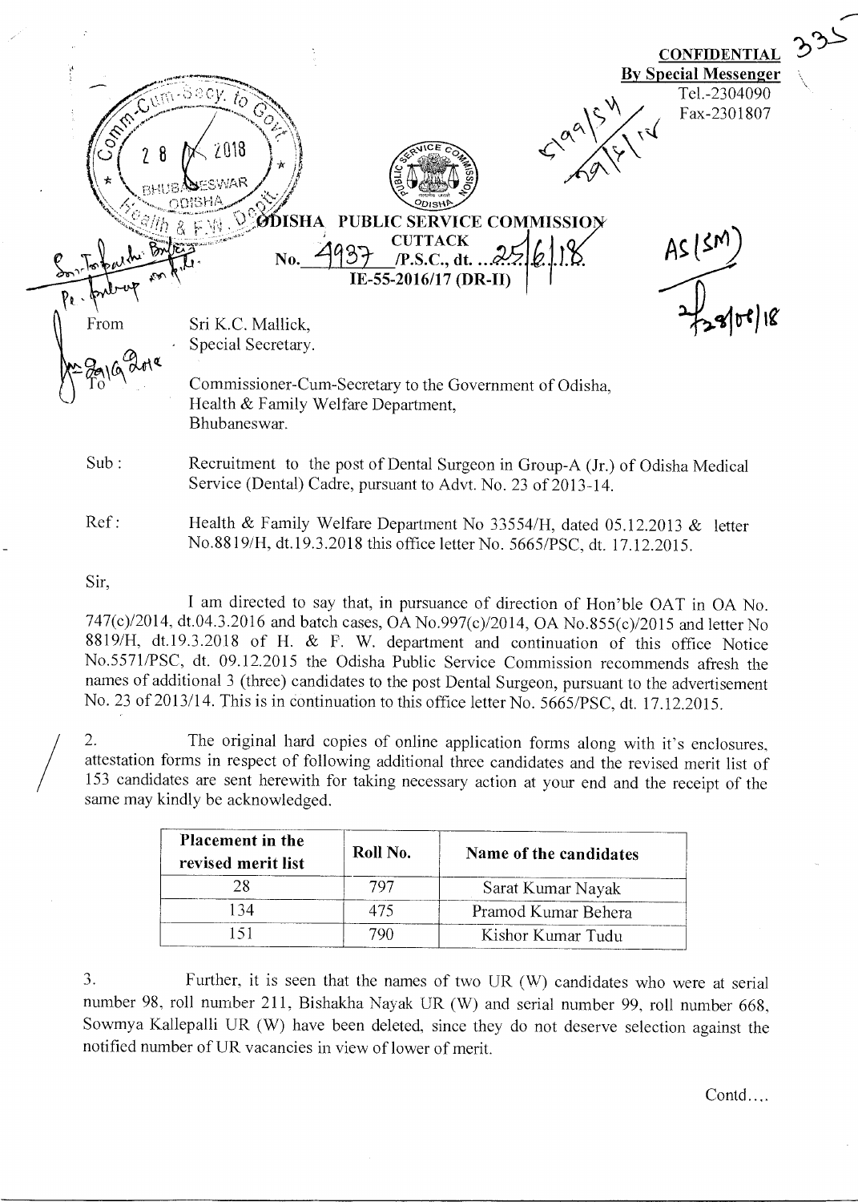**CONFIDENTIAL**
**By Special Messenger**
Tel.-2304090
Fax-2301807

# ODISHA PUBLIC SERVICE COMMISSION
**CUTTACK**

No. 4937 /P.S.C., dt. 25/6/18
IE-55-2016/17 (DR-II)

From
Sri K.C. Mallick,
Special Secretary.

To
Commissioner-Cum-Secretary to the Government of Odisha,
Health & Family Welfare Department,
Bhubaneswar.

Sub : Recruitment to the post of Dental Surgeon in Group-A (Jr.) of Odisha Medical Service (Dental) Cadre, pursuant to Advt. No. 23 of 2013-14.

Ref: Health & Family Welfare Department No 33554/H, dated 05.12.2013 & letter No.8819/H, dt.19.3.2018 this office letter No. 5665/PSC, dt. 17.12.2015.

Sir,

I am directed to say that, in pursuance of direction of Hon'ble OAT in OA No. 747(c)/2014, dt.04.3.2016 and batch cases, OA No.997(c)/2014, OA No.855(c)/2015 and letter No 8819/H, dt.19.3.2018 of H. & F. W. department and continuation of this office Notice No.5571/PSC, dt. 09.12.2015 the Odisha Public Service Commission recommends afresh the names of additional 3 (three) candidates to the post Dental Surgeon, pursuant to the advertisement No. 23 of 2013/14. This is in continuation to this office letter No. 5665/PSC, dt. 17.12.2015.

2. The original hard copies of online application forms along with it's enclosures, attestation forms in respect of following additional three candidates and the revised merit list of 153 candidates are sent herewith for taking necessary action at your end and the receipt of the same may kindly be acknowledged.

| Placement in the revised merit list | Roll No. | Name of the candidates |
|---|---|---|
| 28 | 797 | Sarat Kumar Nayak |
| 134 | 475 | Pramod Kumar Behera |
| 151 | 790 | Kishor Kumar Tudu |

3. Further, it is seen that the names of two UR (W) candidates who were at serial number 98, roll number 211, Bishakha Nayak UR (W) and serial number 99, roll number 668, Sowmya Kallepalli UR (W) have been deleted, since they do not deserve selection against the notified number of UR vacancies in view of lower of merit.

Contd....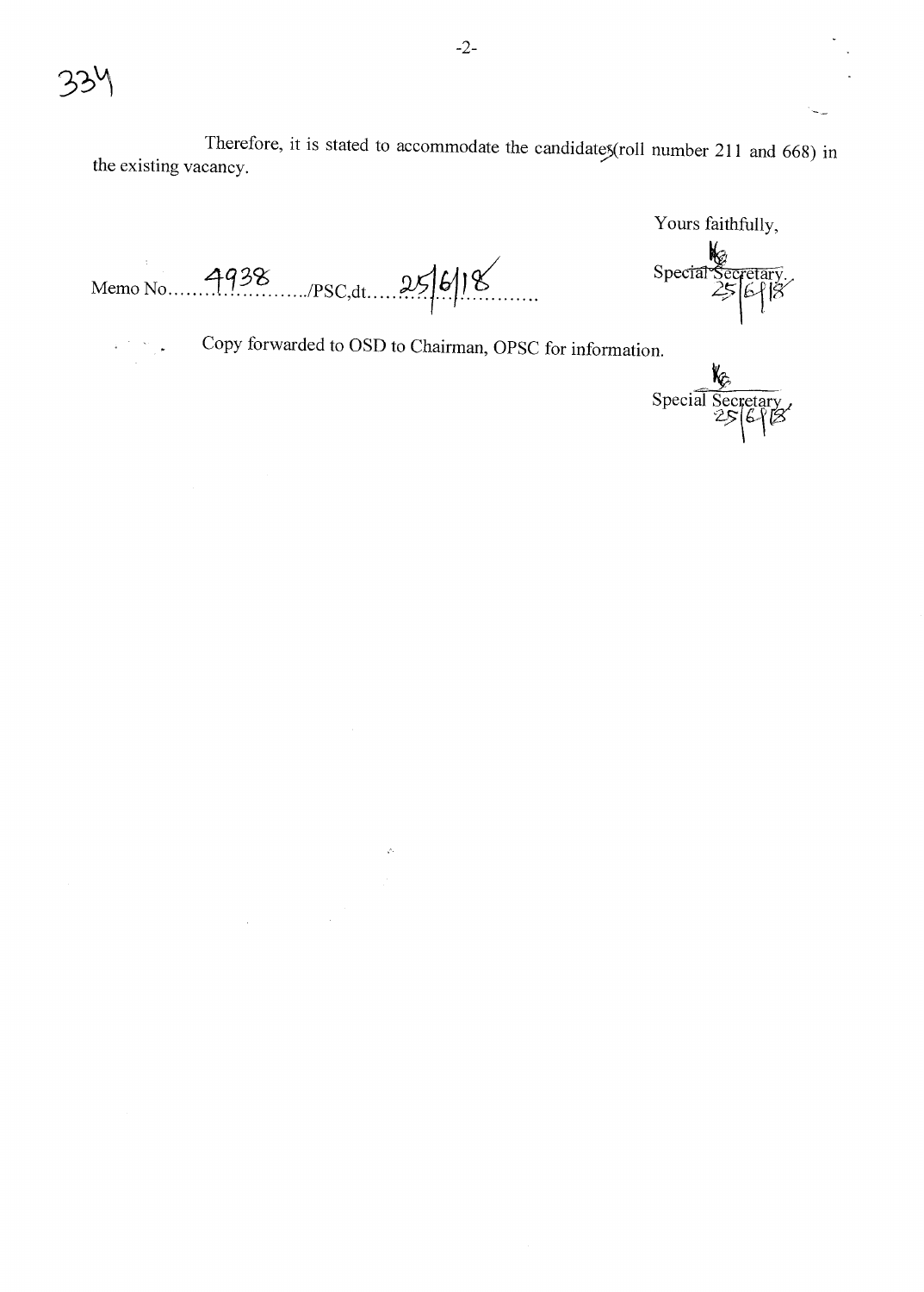Therefore, it is stated to accommodate the candidates(roll number 211 and 668) in the existing vacancy.

Yours faithfully,

Special Secretary.
25/6/18

Memo No......4938....../PSC,dt.....25/6/18.......

Copy forwarded to OSD to Chairman, OPSC for information.

Special Secretary
25/6/18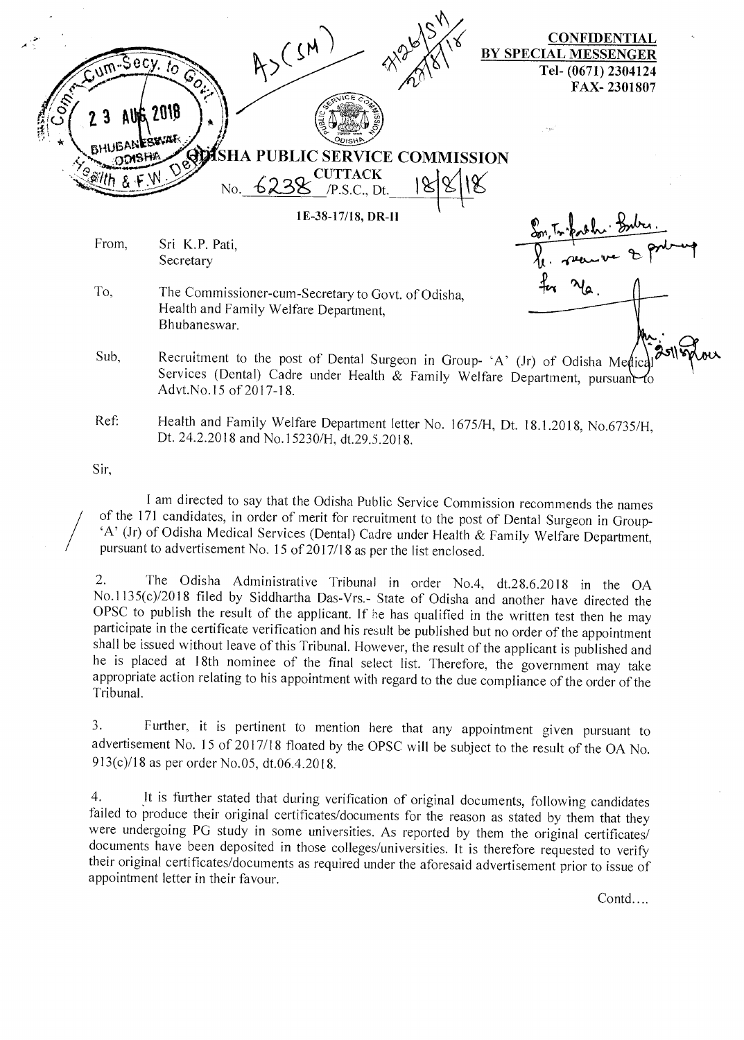**CONFIDENTIAL**
**BY SPECIAL MESSENGER**
Tel- (0671) 2304124
FAX- 2301807

# ODISHA PUBLIC SERVICE COMMISSION

**CUTTACK**

No. 6238 /P.S.C., Dt. 18/8/18

**1E-38-17/18, DR-II**

From, Sri K.P. Pati,
Secretary

To, The Commissioner-cum-Secretary to Govt. of Odisha,
Health and Family Welfare Department,
Bhubaneswar.

Sub, Recruitment to the post of Dental Surgeon in Group- 'A' (Jr) of Odisha Medical Services (Dental) Cadre under Health & Family Welfare Department, pursuant to Advt.No.15 of 2017-18.

Ref: Health and Family Welfare Department letter No. 1675/H, Dt. 18.1.2018, No.6735/H, Dt. 24.2.2018 and No.15230/H, dt.29.5.2018.

Sir,

I am directed to say that the Odisha Public Service Commission recommends the names of the 171 candidates, in order of merit for recruitment to the post of Dental Surgeon in Group-'A' (Jr) of Odisha Medical Services (Dental) Cadre under Health & Family Welfare Department, pursuant to advertisement No. 15 of 2017/18 as per the list enclosed.

2. The Odisha Administrative Tribunal in order No.4, dt.28.6.2018 in the OA No.1135(c)/2018 filed by Siddhartha Das-Vrs.- State of Odisha and another have directed the OPSC to publish the result of the applicant. If he has qualified in the written test then he may participate in the certificate verification and his result be published but no order of the appointment shall be issued without leave of this Tribunal. However, the result of the applicant is published and he is placed at 18th nominee of the final select list. Therefore, the government may take appropriate action relating to his appointment with regard to the due compliance of the order of the Tribunal.

3. Further, it is pertinent to mention here that any appointment given pursuant to advertisement No. 15 of 2017/18 floated by the OPSC will be subject to the result of the OA No. 913(c)/18 as per order No.05, dt.06.4.2018.

4. It is further stated that during verification of original documents, following candidates failed to produce their original certificates/documents for the reason as stated by them that they were undergoing PG study in some universities. As reported by them the original certificates/ documents have been deposited in those colleges/universities. It is therefore requested to verify their original certificates/documents as required under the aforesaid advertisement prior to issue of appointment letter in their favour.

Contd....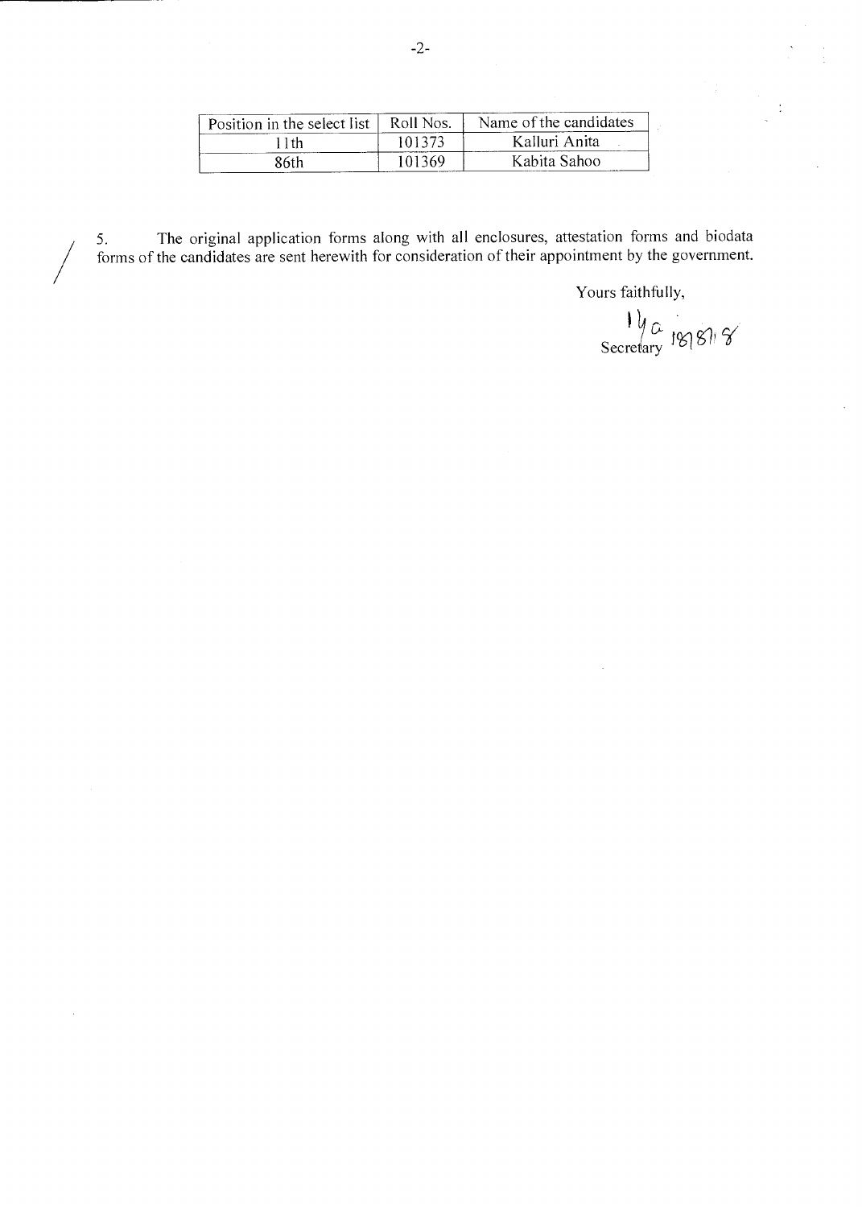| Position in the select list | Roll Nos. | Name of the candidates |
|---|---|---|
| 11th | 101373 | Kalluri Anita |
| 86th | 101369 | Kabita Sahoo |

5. The original application forms along with all enclosures, attestation forms and biodata forms of the candidates are sent herewith for consideration of their appointment by the government.

Yours faithfully,

Secretary 18/8/18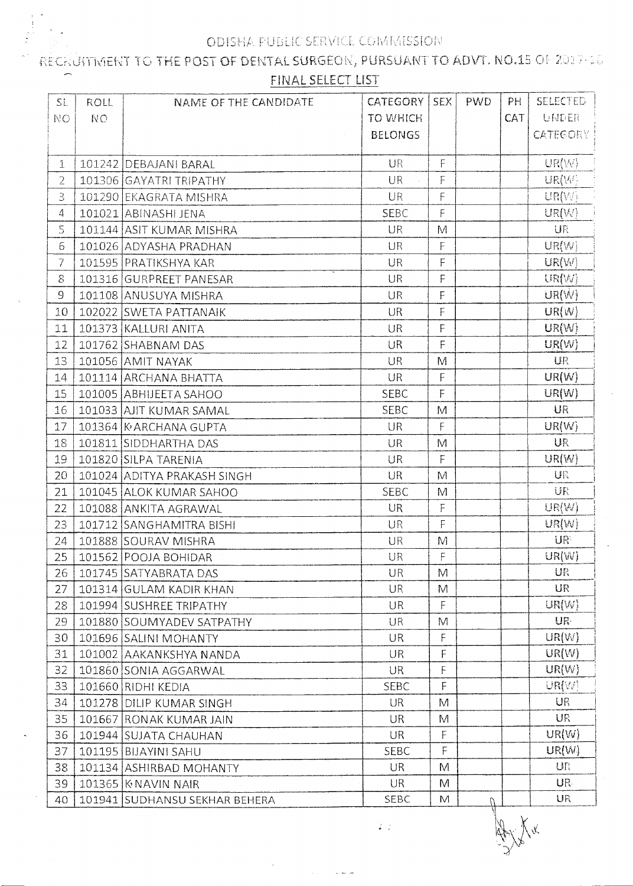ODISHA PUBLIC SERVICE COMMISSION

RECRUITMENT TO THE POST OF DENTAL SURGEON, PURSUANT TO ADVT. NO.15 OF 2017-18

FINAL SELECT LIST

| SL NO | ROLL NO | NAME OF THE CANDIDATE | CATEGORY TO WHICH BELONGS | SEX | PWD | PH CAT | SELECTED UNDER CATEGORY |
|---|---|---|---|---|---|---|---|
| 1 | 101242 | DEBAJANI BARAL | UR | F | | | UR(W) |
| 2 | 101306 | GAYATRI TRIPATHY | UR | F | | | UR(W) |
| 3 | 101290 | EKAGRATA MISHRA | UR | F | | | UR(W) |
| 4 | 101021 | ABINASHI JENA | SEBC | F | | | UR(W) |
| 5 | 101144 | ASIT KUMAR MISHRA | UR | M | | | UR |
| 6 | 101026 | ADYASHA PRADHAN | UR | F | | | UR(W) |
| 7 | 101595 | PRATIKSHYA KAR | UR | F | | | UR(W) |
| 8 | 101316 | GURPREET PANESAR | UR | F | | | UR(W) |
| 9 | 101108 | ANUSUYA MISHRA | UR | F | | | UR(W) |
| 10 | 102022 | SWETA PATTANAIK | UR | F | | | UR(W) |
| 11 | 101373 | KALLURI ANITA | UR | F | | | UR(W) |
| 12 | 101762 | SHABNAM DAS | UR | F | | | UR(W) |
| 13 | 101056 | AMIT NAYAK | UR | M | | | UR |
| 14 | 101114 | ARCHANA BHATTA | UR | F | | | UR(W) |
| 15 | 101005 | ABHIJEETA SAHOO | SEBC | F | | | UR(W) |
| 16 | 101033 | AJIT KUMAR SAMAL | SEBC | M | | | UR |
| 17 | 101364 | K ARCHANA GUPTA | UR | F | | | UR(W) |
| 18 | 101811 | SIDDHARTHA DAS | UR | M | | | UR |
| 19 | 101820 | SILPA TARENIA | UR | F | | | UR(W) |
| 20 | 101024 | ADITYA PRAKASH SINGH | UR | M | | | UR |
| 21 | 101045 | ALOK KUMAR SAHOO | SEBC | M | | | UR |
| 22 | 101088 | ANKITA AGRAWAL | UR | F | | | UR(W) |
| 23 | 101712 | SANGHAMITRA BISHI | UR | F | | | UR(W) |
| 24 | 101888 | SOURAV MISHRA | UR | M | | | UR |
| 25 | 101562 | POOJA BOHIDAR | UR | F | | | UR(W) |
| 26 | 101745 | SATYABRATA DAS | UR | M | | | UR |
| 27 | 101314 | GULAM KADIR KHAN | UR | M | | | UR |
| 28 | 101994 | SUSHREE TRIPATHY | UR | F | | | UR(W) |
| 29 | 101880 | SOUMYADEV SATPATHY | UR | M | | | UR |
| 30 | 101696 | SALINI MOHANTY | UR | F | | | UR(W) |
| 31 | 101002 | AAKANKSHYA NANDA | UR | F | | | UR(W) |
| 32 | 101860 | SONIA AGGARWAL | UR | F | | | UR(W) |
| 33 | 101660 | RIDHI KEDIA | SEBC | F | | | UR(W) |
| 34 | 101278 | DILIP KUMAR SINGH | UR | M | | | UR |
| 35 | 101667 | RONAK KUMAR JAIN | UR | M | | | UR |
| 36 | 101944 | SUJATA CHAUHAN | UR | F | | | UR(W) |
| 37 | 101195 | BIJAYINI SAHU | SEBC | F | | | UR(W) |
| 38 | 101134 | ASHIRBAD MOHANTY | UR | M | | | UR |
| 39 | 101365 | K NAVIN NAIR | UR | M | | | UR |
| 40 | 101941 | SUDHANSU SEKHAR BEHERA | SEBC | M | | | UR |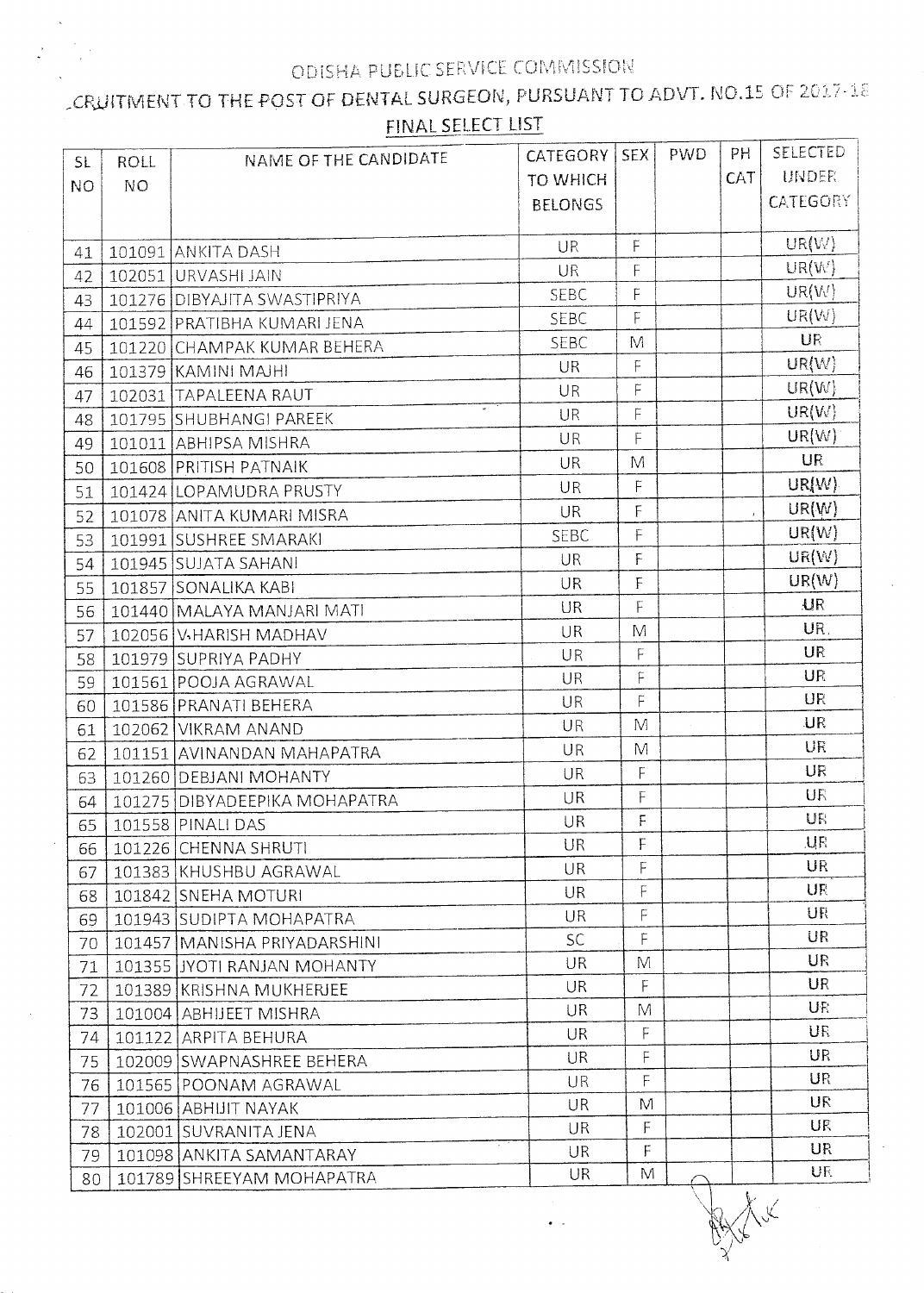ODISHA PUBLIC SERVICE COMMISSION

## CRUITMENT TO THE POST OF DENTAL SURGEON, PURSUANT TO ADVT. NO.15 OF 2017-18

### FINAL SELECT LIST

| SL NO | ROLL NO | NAME OF THE CANDIDATE | CATEGORY TO WHICH BELONGS | SEX | PWD | PH CAT | SELECTED UNDER CATEGORY |
|---|---|---|---|---|---|---|---|
| 41 | 101091 | ANKITA DASH | UR | F | | | UR(W) |
| 42 | 102051 | URVASHI JAIN | UR | F | | | UR(W) |
| 43 | 101276 | DIBYAJITA SWASTIPRIYA | SEBC | F | | | UR(W) |
| 44 | 101592 | PRATIBHA KUMARI JENA | SEBC | F | | | UR(W) |
| 45 | 101220 | CHAMPAK KUMAR BEHERA | SEBC | M | | | UR |
| 46 | 101379 | KAMINI MAJHI | UR | F | | | UR(W) |
| 47 | 102031 | TAPALEENA RAUT | UR | F | | | UR(W) |
| 48 | 101795 | SHUBHANGI PAREEK | UR | F | | | UR(W) |
| 49 | 101011 | ABHIPSA MISHRA | UR | F | | | UR(W) |
| 50 | 101608 | PRITISH PATNAIK | UR | M | | | UR |
| 51 | 101424 | LOPAMUDRA PRUSTY | UR | F | | | UR(W) |
| 52 | 101078 | ANITA KUMARI MISRA | UR | F | | | UR(W) |
| 53 | 101991 | SUSHREE SMARAKI | SEBC | F | | | UR(W) |
| 54 | 101945 | SUJATA SAHANI | UR | F | | | UR(W) |
| 55 | 101857 | SONALIKA KABI | UR | F | | | UR(W) |
| 56 | 101440 | MALAYA MANJARI MATI | UR | F | | | UR |
| 57 | 102056 | V.HARISH MADHAV | UR | M | | | UR |
| 58 | 101979 | SUPRIYA PADHY | UR | F | | | UR |
| 59 | 101561 | POOJA AGRAWAL | UR | F | | | UR |
| 60 | 101586 | PRANATI BEHERA | UR | F | | | UR |
| 61 | 102062 | VIKRAM ANAND | UR | M | | | UR |
| 62 | 101151 | AVINANDAN MAHAPATRA | UR | M | | | UR |
| 63 | 101260 | DEBJANI MOHANTY | UR | F | | | UR |
| 64 | 101275 | DIBYADEEPIKA MOHAPATRA | UR | F | | | UR |
| 65 | 101558 | PINALI DAS | UR | F | | | UR |
| 66 | 101226 | CHENNA SHRUTI | UR | F | | | UR |
| 67 | 101383 | KHUSHBU AGRAWAL | UR | F | | | UR |
| 68 | 101842 | SNEHA MOTURI | UR | F | | | UR |
| 69 | 101943 | SUDIPTA MOHAPATRA | UR | F | | | UR |
| 70 | 101457 | MANISHA PRIYADARSHINI | SC | F | | | UR |
| 71 | 101355 | JYOTI RANJAN MOHANTY | UR | M | | | UR |
| 72 | 101389 | KRISHNA MUKHERJEE | UR | F | | | UR |
| 73 | 101004 | ABHIJEET MISHRA | UR | M | | | UR |
| 74 | 101122 | ARPITA BEHURA | UR | F | | | UR |
| 75 | 102009 | SWAPNASHREE BEHERA | UR | F | | | UR |
| 76 | 101565 | POONAM AGRAWAL | UR | F | | | UR |
| 77 | 101006 | ABHIJIT NAYAK | UR | M | | | UR |
| 78 | 102001 | SUVRANITA JENA | UR | F | | | UR |
| 79 | 101098 | ANKITA SAMANTARAY | UR | F | | | UR |
| 80 | 101789 | SHREEYAM MOHAPATRA | UR | M | | | UR |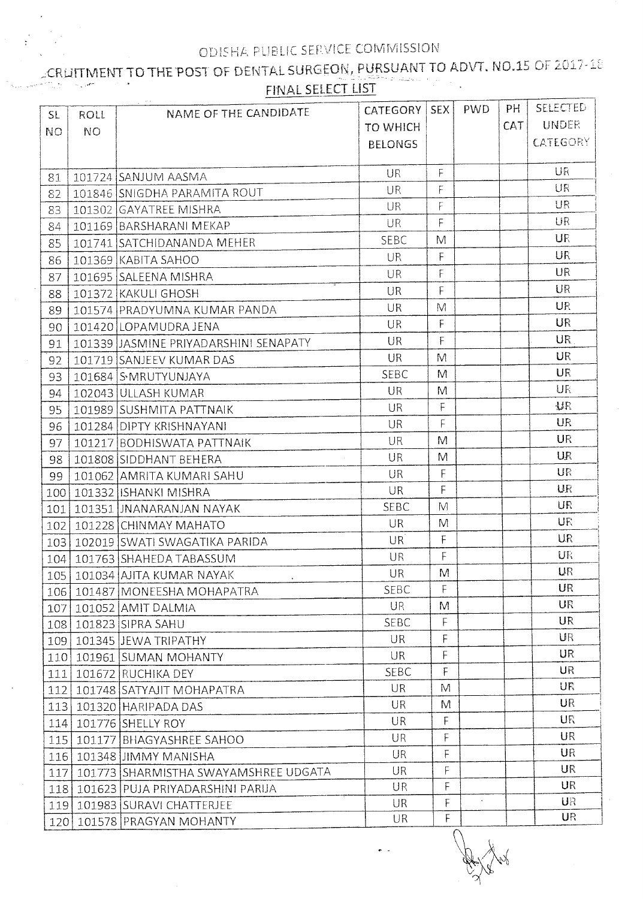# ODISHA PUBLIC SERVICE COMMISSION

## RECRUITMENT TO THE POST OF DENTAL SURGEON, PURSUANT TO ADVT. NO.15 OF 2017-18

### FINAL SELECT LIST

| SL NO | ROLL NO | NAME OF THE CANDIDATE | CATEGORY TO WHICH BELONGS | SEX | PWD | PH CAT | SELECTED UNDER CATEGORY |
|---|---|---|---|---|---|---|---|
| 81 | 101724 | SANJUM AASMA | UR | F | | | UR |
| 82 | 101846 | SNIGDHA PARAMITA ROUT | UR | F | | | UR |
| 83 | 101302 | GAYATREE MISHRA | UR | F | | | UR |
| 84 | 101169 | BARSHARANI MEKAP | UR | F | | | UR |
| 85 | 101741 | SATCHIDANANDA MEHER | SEBC | M | | | UR |
| 86 | 101369 | KABITA SAHOO | UR | F | | | UR |
| 87 | 101695 | SALEENA MISHRA | UR | F | | | UR |
| 88 | 101372 | KAKULI GHOSH | UR | F | | | UR |
| 89 | 101574 | PRADYUMNA KUMAR PANDA | UR | M | | | UR |
| 90 | 101420 | LOPAMUDRA JENA | UR | F | | | UR |
| 91 | 101339 | JASMINE PRIYADARSHINI SENAPATY | UR | F | | | UR |
| 92 | 101719 | SANJEEV KUMAR DAS | UR | M | | | UR |
| 93 | 101684 | S MRUTYUNJAYA | SEBC | M | | | UR |
| 94 | 102043 | ULLASH KUMAR | UR | M | | | UR |
| 95 | 101989 | SUSHMITA PATTNAIK | UR | F | | | UR |
| 96 | 101284 | DIPTY KRISHNAYANI | UR | F | | | UR |
| 97 | 101217 | BODHISWATA PATTNAIK | UR | M | | | UR |
| 98 | 101808 | SIDDHANT BEHERA | UR | M | | | UR |
| 99 | 101062 | AMRITA KUMARI SAHU | UR | F | | | UR |
| 100 | 101332 | ISHANKI MISHRA | UR | F | | | UR |
| 101 | 101351 | JNANARANJAN NAYAK | SEBC | M | | | UR |
| 102 | 101228 | CHINMAY MAHATO | UR | M | | | UR |
| 103 | 102019 | SWATI SWAGATIKA PARIDA | UR | F | | | UR |
| 104 | 101763 | SHAHEDA TABASSUM | UR | F | | | UR |
| 105 | 101034 | AJITA KUMAR NAYAK | UR | M | | | UR |
| 106 | 101487 | MONEESHA MOHAPATRA | SEBC | F | | | UR |
| 107 | 101052 | AMIT DALMIA | UR | M | | | UR |
| 108 | 101823 | SIPRA SAHU | SEBC | F | | | UR |
| 109 | 101345 | JEWA TRIPATHY | UR | F | | | UR |
| 110 | 101961 | SUMAN MOHANTY | UR | F | | | UR |
| 111 | 101672 | RUCHIKA DEY | SEBC | F | | | UR |
| 112 | 101748 | SATYAJIT MOHAPATRA | UR | M | | | UR |
| 113 | 101320 | HARIPADA DAS | UR | M | | | UR |
| 114 | 101776 | SHELLY ROY | UR | F | | | UR |
| 115 | 101177 | BHAGYASHREE SAHOO | UR | F | | | UR |
| 116 | 101348 | JIMMY MANISHA | UR | F | | | UR |
| 117 | 101773 | SHARMISTHA SWAYAMSHREE UDGATA | UR | F | | | UR |
| 118 | 101623 | PUJA PRIYADARSHINI PARIJA | UR | F | | | UR |
| 119 | 101983 | SURAVI CHATTERJEE | UR | F | | | UR |
| 120 | 101578 | PRAGYAN MOHANTY | UR | F | | | UR |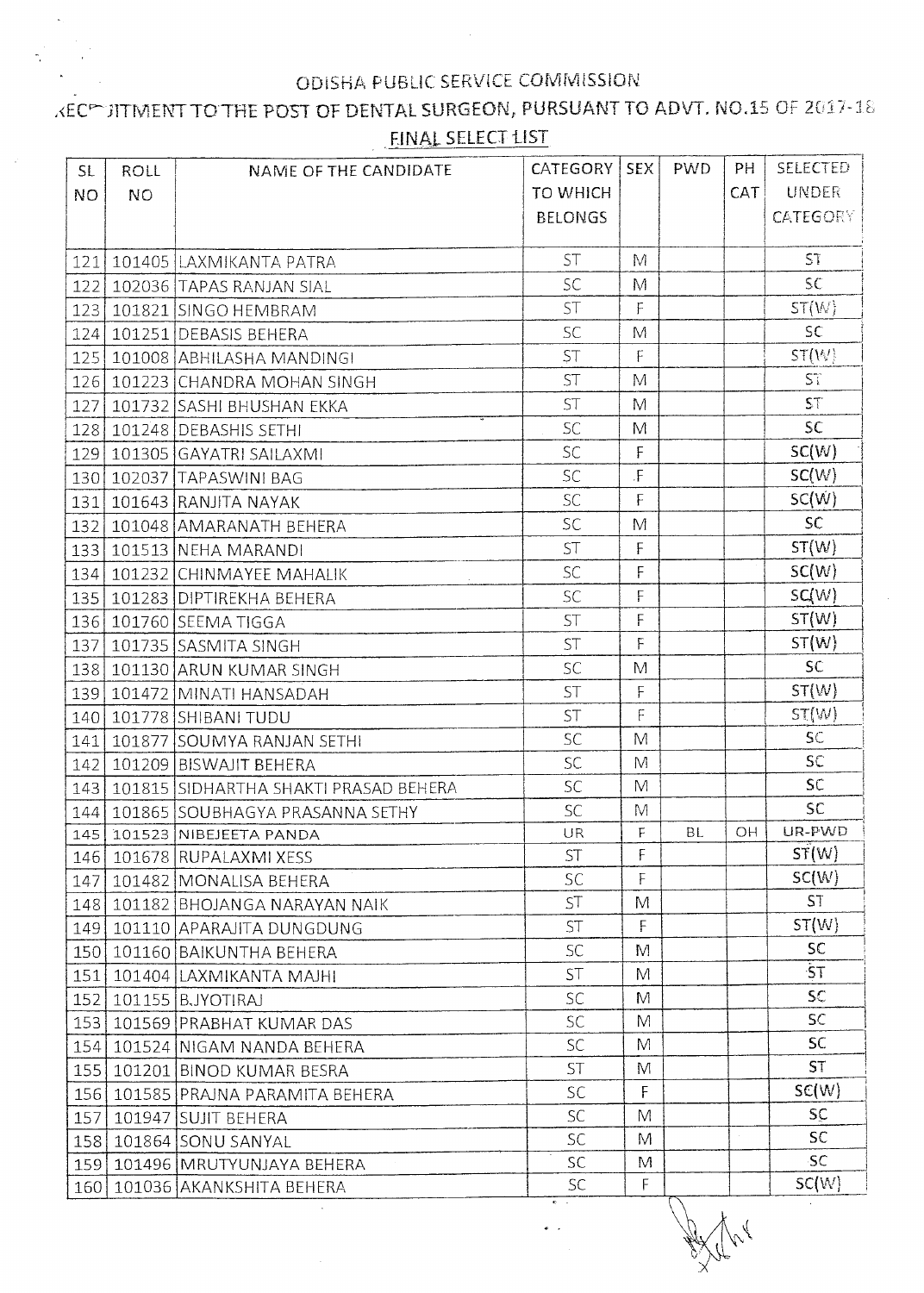ODISHA PUBLIC SERVICE COMMISSION

RECRUITMENT TO THE POST OF DENTAL SURGEON, PURSUANT TO ADVT. NO.15 OF 2017-18

FINAL SELECT LIST

| SL NO | ROLL NO | NAME OF THE CANDIDATE | CATEGORY TO WHICH BELONGS | SEX | PWD | PH CAT | SELECTED UNDER CATEGORY |
|---|---|---|---|---|---|---|---|
| 121 | 101405 | LAXMIKANTA PATRA | ST | M | | | ST |
| 122 | 102036 | TAPAS RANJAN SIAL | SC | M | | | SC |
| 123 | 101821 | SINGO HEMBRAM | ST | F | | | ST(W) |
| 124 | 101251 | DEBASIS BEHERA | SC | M | | | SC |
| 125 | 101008 | ABHILASHA MANDINGI | ST | F | | | ST(W) |
| 126 | 101223 | CHANDRA MOHAN SINGH | ST | M | | | ST |
| 127 | 101732 | SASHI BHUSHAN EKKA | ST | M | | | ST |
| 128 | 101248 | DEBASHIS SETHI | SC | M | | | SC |
| 129 | 101305 | GAYATRI SAILAXMI | SC | F | | | SC(W) |
| 130 | 102037 | TAPASWINI BAG | SC | F | | | SC(W) |
| 131 | 101643 | RANJITA NAYAK | SC | F | | | SC(W) |
| 132 | 101048 | AMARANATH BEHERA | SC | M | | | SC |
| 133 | 101513 | NEHA MARANDI | ST | F | | | ST(W) |
| 134 | 101232 | CHINMAYEE MAHALIK | SC | F | | | SC(W) |
| 135 | 101283 | DIPTIREKHA BEHERA | SC | F | | | SC(W) |
| 136 | 101760 | SEEMA TIGGA | ST | F | | | ST(W) |
| 137 | 101735 | SASMITA SINGH | ST | F | | | ST(W) |
| 138 | 101130 | ARUN KUMAR SINGH | SC | M | | | SC |
| 139 | 101472 | MINATI HANSADAH | ST | F | | | ST(W) |
| 140 | 101778 | SHIBANI TUDU | ST | F | | | ST(W) |
| 141 | 101877 | SOUMYA RANJAN SETHI | SC | M | | | SC |
| 142 | 101209 | BISWAJIT BEHERA | SC | M | | | SC |
| 143 | 101815 | SIDHARTHA SHAKTI PRASAD BEHERA | SC | M | | | SC |
| 144 | 101865 | SOUBHAGYA PRASANNA SETHY | SC | M | | | SC |
| 145 | 101523 | NIBEJEETA PANDA | UR | F | BL | OH | UR-PWD |
| 146 | 101678 | RUPALAXMI XESS | ST | F | | | ST(W) |
| 147 | 101482 | MONALISA BEHERA | SC | F | | | SC(W) |
| 148 | 101182 | BHOJANGA NARAYAN NAIK | ST | M | | | ST |
| 149 | 101110 | APARAJITA DUNGDUNG | ST | F | | | ST(W) |
| 150 | 101160 | BAIKUNTHA BEHERA | SC | M | | | SC |
| 151 | 101404 | LAXMIKANTA MAJHI | ST | M | | | ST |
| 152 | 101155 | B.JYOTIRAJ | SC | M | | | SC |
| 153 | 101569 | PRABHAT KUMAR DAS | SC | M | | | SC |
| 154 | 101524 | NIGAM NANDA BEHERA | SC | M | | | SC |
| 155 | 101201 | BINOD KUMAR BESRA | ST | M | | | ST |
| 156 | 101585 | PRAJNA PARAMITA BEHERA | SC | F | | | SC(W) |
| 157 | 101947 | SUJIT BEHERA | SC | M | | | SC |
| 158 | 101864 | SONU SANYAL | SC | M | | | SC |
| 159 | 101496 | MRUTYUNJAYA BEHERA | SC | M | | | SC |
| 160 | 101036 | AKANKSHITA BEHERA | SC | F | | | SC(W) |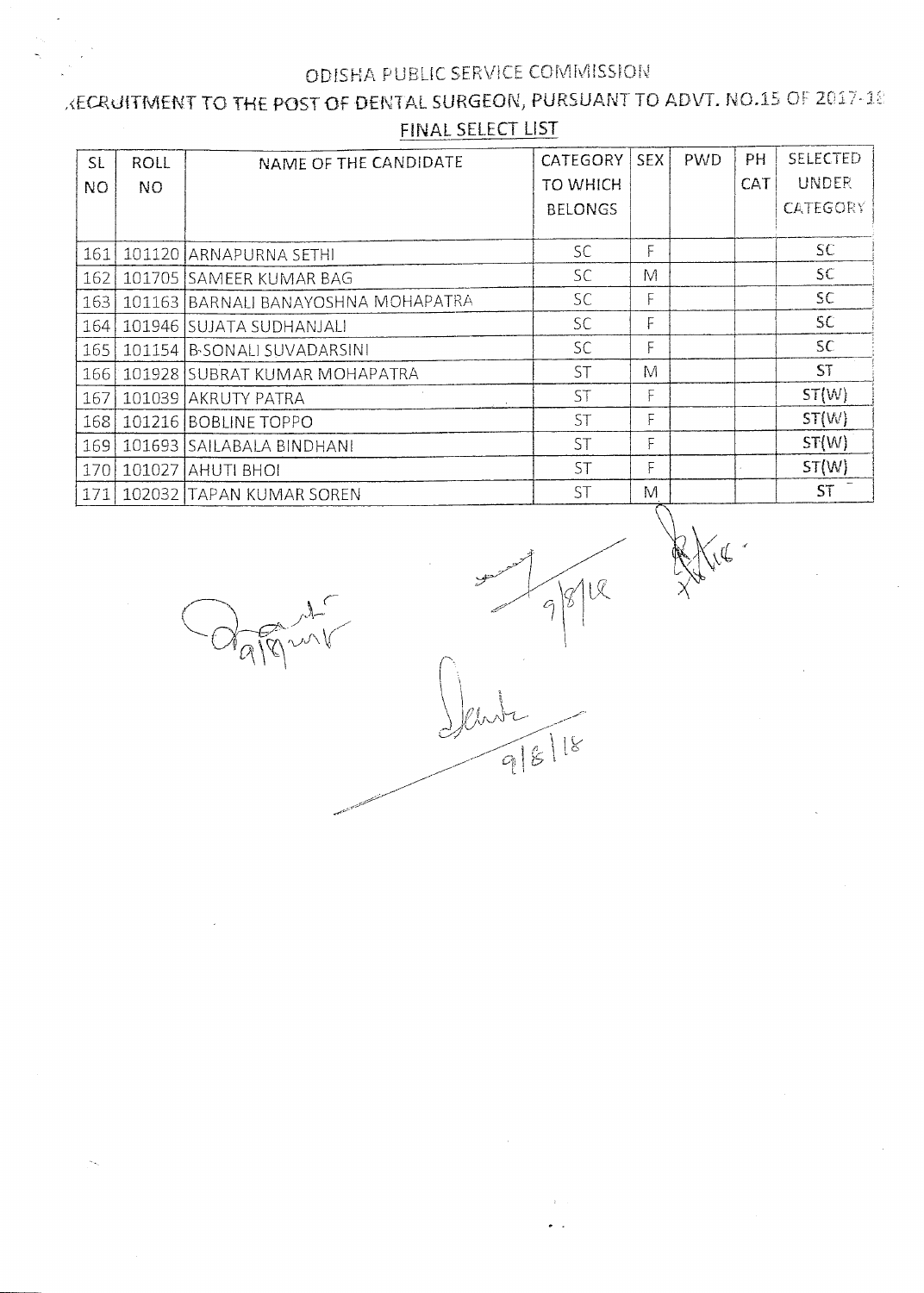ODISHA PUBLIC SERVICE COMMISSION

RECRUITMENT TO THE POST OF DENTAL SURGEON, PURSUANT TO ADVT. NO.15 OF 2017-18

FINAL SELECT LIST

| SL NO | ROLL NO | NAME OF THE CANDIDATE | CATEGORY TO WHICH BELONGS | SEX | PWD | PH CAT | SELECTED UNDER CATEGORY |
|---|---|---|---|---|---|---|---|
| 161 | 101120 | ARNAPURNA SETHI | SC | F | | | SC |
| 162 | 101705 | SAMEER KUMAR BAG | SC | M | | | SC |
| 163 | 101163 | BARNALI BANAYOSHNA MOHAPATRA | SC | F | | | SC |
| 164 | 101946 | SUJATA SUDHANJALI | SC | F | | | SC |
| 165 | 101154 | B-SONALI SUVADARSINI | SC | F | | | SC |
| 166 | 101928 | SUBRAT KUMAR MOHAPATRA | ST | M | | | ST |
| 167 | 101039 | AKRUTY PATRA | ST | F | | | ST(W) |
| 168 | 101216 | BOBLINE TOPPO | ST | F | | | ST(W) |
| 169 | 101693 | SAILABALA BINDHANI | ST | F | | | ST(W) |
| 170 | 101027 | AHUTI BHOI | ST | F | | | ST(W) |
| 171 | 102032 | TAPAN KUMAR SOREN | ST | M | | | ST |

9/8/18

9/8/18

9/8/18